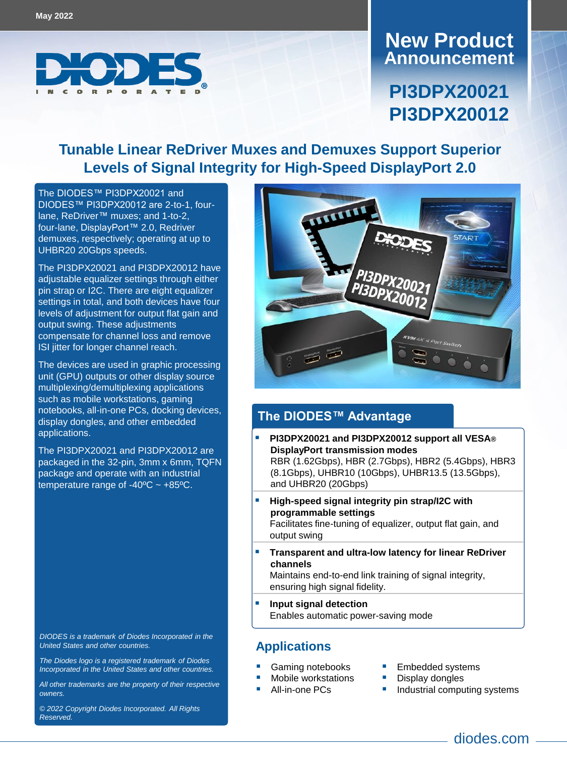May 2022

# New Product Announcement

## PI3DPX20021
## PI3DPX20012

# Tunable Linear ReDriver Muxes and Demuxes Support Superior Levels of Signal Integrity for High-Speed DisplayPort 2.0

The DIODES™ PI3DPX20021 and DIODES™ PI3DPX20012 are 2-to-1, four-lane, ReDriver™ muxes; and 1-to-2, four-lane, DisplayPort™ 2.0, Redriver demuxes, respectively; operating at up to UHBR20 20Gbps speeds.

The PI3DPX20021 and PI3DPX20012 have adjustable equalizer settings through either pin strap or I2C. There are eight equalizer settings in total, and both devices have four levels of adjustment for output flat gain and output swing. These adjustments compensate for channel loss and remove ISI jitter for longer channel reach.

The devices are used in graphic processing unit (GPU) outputs or other display source multiplexing/demultiplexing applications such as mobile workstations, gaming notebooks, all-in-one PCs, docking devices, display dongles, and other embedded applications.

The PI3DPX20021 and PI3DPX20012 are packaged in the 32-pin, 3mm x 6mm, TQFN package and operate with an industrial temperature range of -40ºC ~ +85ºC.

*DIODES is a trademark of Diodes Incorporated in the United States and other countries.*

*The Diodes logo is a registered trademark of Diodes Incorporated in the United States and other countries.*

*All other trademarks are the property of their respective owners.*

*© 2022 Copyright Diodes Incorporated. All Rights Reserved.*

## The DIODES™ Advantage

- **PI3DPX20021 and PI3DPX20012 support all VESA® DisplayPort transmission modes**
  RBR (1.62Gbps), HBR (2.7Gbps), HBR2 (5.4Gbps), HBR3 (8.1Gbps), UHBR10 (10Gbps), UHBR13.5 (13.5Gbps), and UHBR20 (20Gbps)
- **High-speed signal integrity pin strap/I2C with programmable settings**
  Facilitates fine-tuning of equalizer, output flat gain, and output swing
- **Transparent and ultra-low latency for linear ReDriver channels**
  Maintains end-to-end link training of signal integrity, ensuring high signal fidelity.
- **Input signal detection**
  Enables automatic power-saving mode

## Applications

- Gaming notebooks
- Mobile workstations
- All-in-one PCs
- Embedded systems
- Display dongles
- Industrial computing systems

diodes.com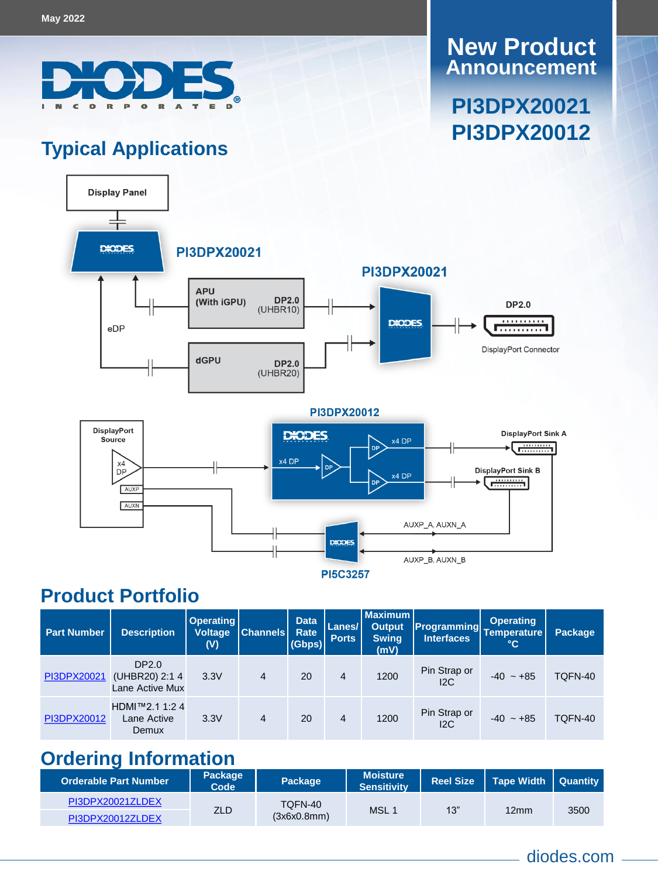# New Product Announcement

# PI3DPX20021
# PI3DPX20012

## Typical Applications

Display Panel

PI3DPX20021

APU (With iGPU) DP2.0 (UHBR10)

eDP

dGPU DP2.0 (UHBR20)

PI3DPX20021

DP2.0

DisplayPort Connector

PI3DPX20012

DisplayPort Source

x4 DP

AUXP

AUXN

x4 DP

DP

x4 DP

DP

x4 DP

DP

DisplayPort Sink A

DisplayPort Sink B

AUXP_A, AUXN_A

AUXP_B, AUXN_B

PI5C3257

## Product Portfolio

| Part Number | Description | Operating Voltage (V) | Channels | Data Rate (Gbps) | Lanes/ Ports | Maximum Output Swing (mV) | Programming Interfaces | Operating Temperature °C | Package |
|---|---|---|---|---|---|---|---|---|---|
| PI3DPX20021 | DP2.0 (UHBR20) 2:1 4 Lane Active Mux | 3.3V | 4 | 20 | 4 | 1200 | Pin Strap or I2C | -40 ~ +85 | TQFN-40 |
| PI3DPX20012 | HDMI™2.1 1:2 4 Lane Active Demux | 3.3V | 4 | 20 | 4 | 1200 | Pin Strap or I2C | -40 ~ +85 | TQFN-40 |

## Ordering Information

| Orderable Part Number | Package Code | Package | Moisture Sensitivity | Reel Size | Tape Width | Quantity |
|---|---|---|---|---|---|---|
| PI3DPX20021ZLDEX | ZLD | TQFN-40 (3x6x0.8mm) | MSL 1 | 13" | 12mm | 3500 |
| PI3DPX20012ZLDEX | | | | | | |

diodes.com